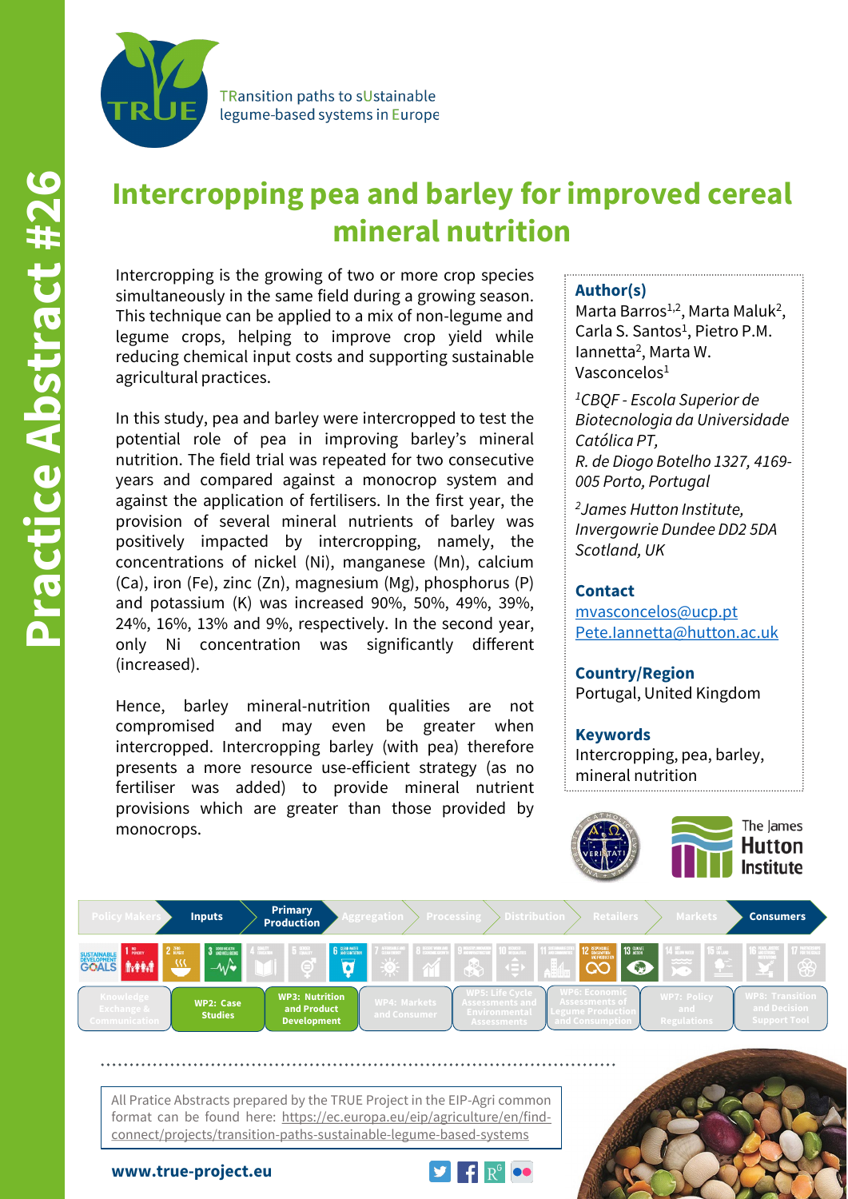# Practice Abstract #26

TRansition paths to sUstainable legume-based systems in Europe

## Intercropping pea and barley for improved cereal mineral nutrition

Intercropping is the growing of two or more crop species simultaneously in the same field during a growing season. This technique can be applied to a mix of non-legume and legume crops, helping to improve crop yield while reducing chemical input costs and supporting sustainable agricultural practices.

In this study, pea and barley were intercropped to test the potential role of pea in improving barley's mineral nutrition. The field trial was repeated for two consecutive years and compared against a monocrop system and against the application of fertilisers. In the first year, the provision of several mineral nutrients of barley was positively impacted by intercropping, namely, the concentrations of nickel (Ni), manganese (Mn), calcium (Ca), iron (Fe), zinc (Zn), magnesium (Mg), phosphorus (P) and potassium (K) was increased 90%, 50%, 49%, 39%, 24%, 16%, 13% and 9%, respectively. In the second year, only Ni concentration was significantly different (increased).

Hence, barley mineral-nutrition qualities are not compromised and may even be greater when intercropped. Intercropping barley (with pea) therefore presents a more resource use-efficient strategy (as no fertiliser was added) to provide mineral nutrient provisions which are greater than those provided by monocrops.

**Author(s)**

Marta Barros[1,2], Marta Maluk[2], Carla S. Santos[1], Pietro P.M. Iannetta[2], Marta W. Vasconcelos[1]

*[1]CBQF - Escola Superior de Biotecnologia da Universidade Católica PT, R. de Diogo Botelho 1327, 4169-005 Porto, Portugal*

*[2]James Hutton Institute, Invergowrie Dundee DD2 5DA Scotland, UK*

**Contact**

mvasconcelos@ucp.pt
Pete.Iannetta@hutton.ac.uk

**Country/Region**

Portugal, United Kingdom

**Keywords**

Intercropping, pea, barley, mineral nutrition

The James Hutton Institute

Policy Makers | Inputs | Primary Production | Aggregation | Processing | Distribution | Retailers | Markets | Consumers

Knowledge Exchange & Communication | WP2: Case Studies | WP3: Nutrition and Product Development | WP4: Markets and Consumer | WP5: Life Cycle Assessments and Environmental Assessments | WP6: Economic Assessments of Legume Production and Consumption | WP7: Policy and Regulations | WP8: Transition and Decision Support Tool

All Pratice Abstracts prepared by the TRUE Project in the EIP-Agri common format can be found here: https://ec.europa.eu/eip/agriculture/en/find-connect/projects/transition-paths-sustainable-legume-based-systems

**www.true-project.eu**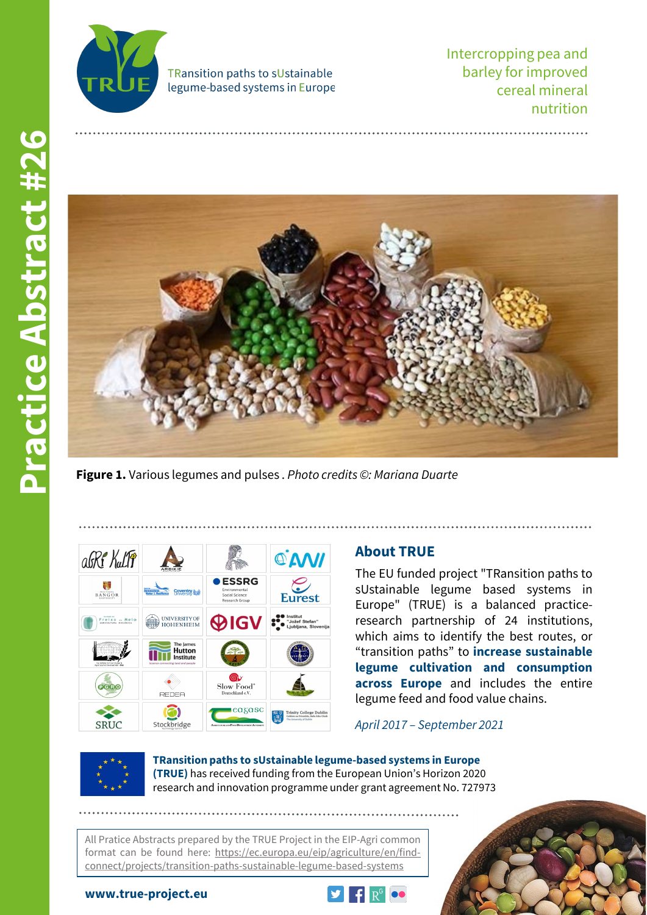# Practice Abstract #26

TRansition paths to sUstainable legume-based systems in Europe

## Intercropping pea and barley for improved cereal mineral nutrition

**Figure 1.** Various legumes and pulses . *Photo credits ©: Mariana Duarte*

### About TRUE

The EU funded project "TRansition paths to sUstainable legume based systems in Europe" (TRUE) is a balanced practice-research partnership of 24 institutions, which aims to identify the best routes, or “transition paths” to **increase sustainable legume cultivation and consumption across Europe** and includes the entire legume feed and food value chains.

*April 2017 – September 2021*

**TRansition paths to sUstainable legume-based systems in Europe (TRUE)** has received funding from the European Union’s Horizon 2020 research and innovation programme under grant agreement No. 727973

All Pratice Abstracts prepared by the TRUE Project in the EIP-Agri common format can be found here: https://ec.europa.eu/eip/agriculture/en/find-connect/projects/transition-paths-sustainable-legume-based-systems

**www.true-project.eu**